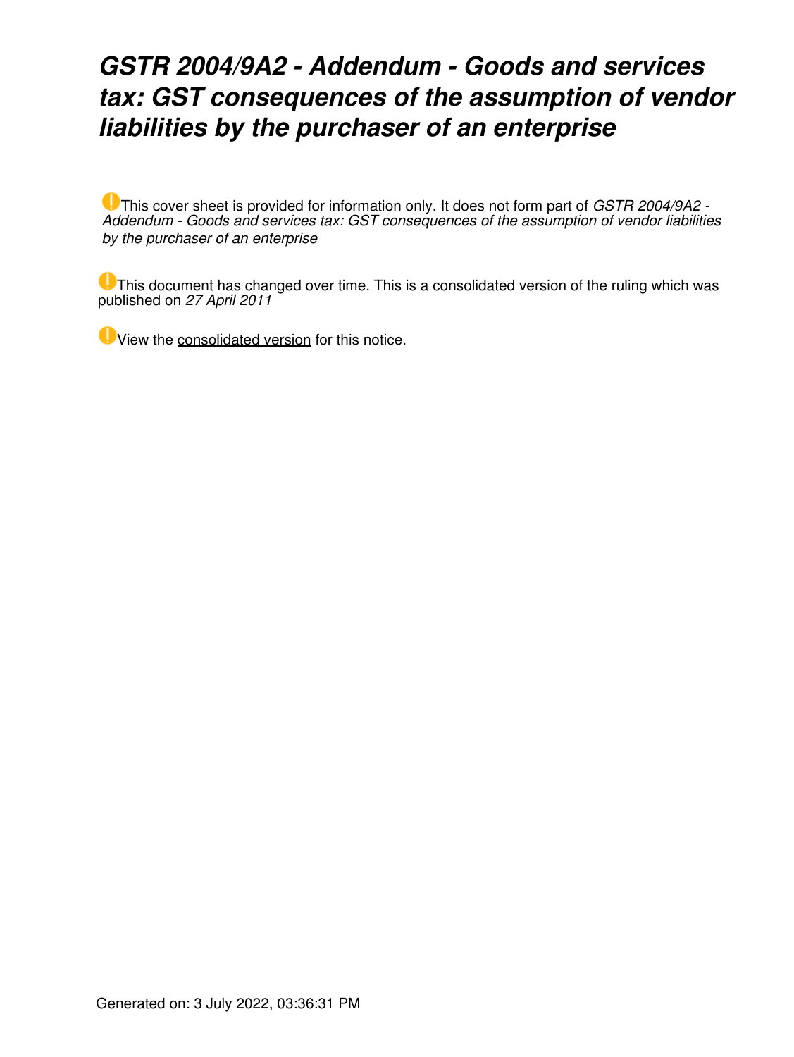# *GSTR 2004/9A2 - Addendum - Goods and services tax: GST consequences of the assumption of vendor liabilities by the purchaser of an enterprise*

This cover sheet is provided for information only. It does not form part of *GSTR 2004/9A2 - Addendum - Goods and services tax: GST consequences of the assumption of vendor liabilities by the purchaser of an enterprise*

This document has changed over time. This is a consolidated version of the ruling which was published on *27 April 2011*

View the consolidated version for this notice.

Generated on: 3 July 2022, 03:36:31 PM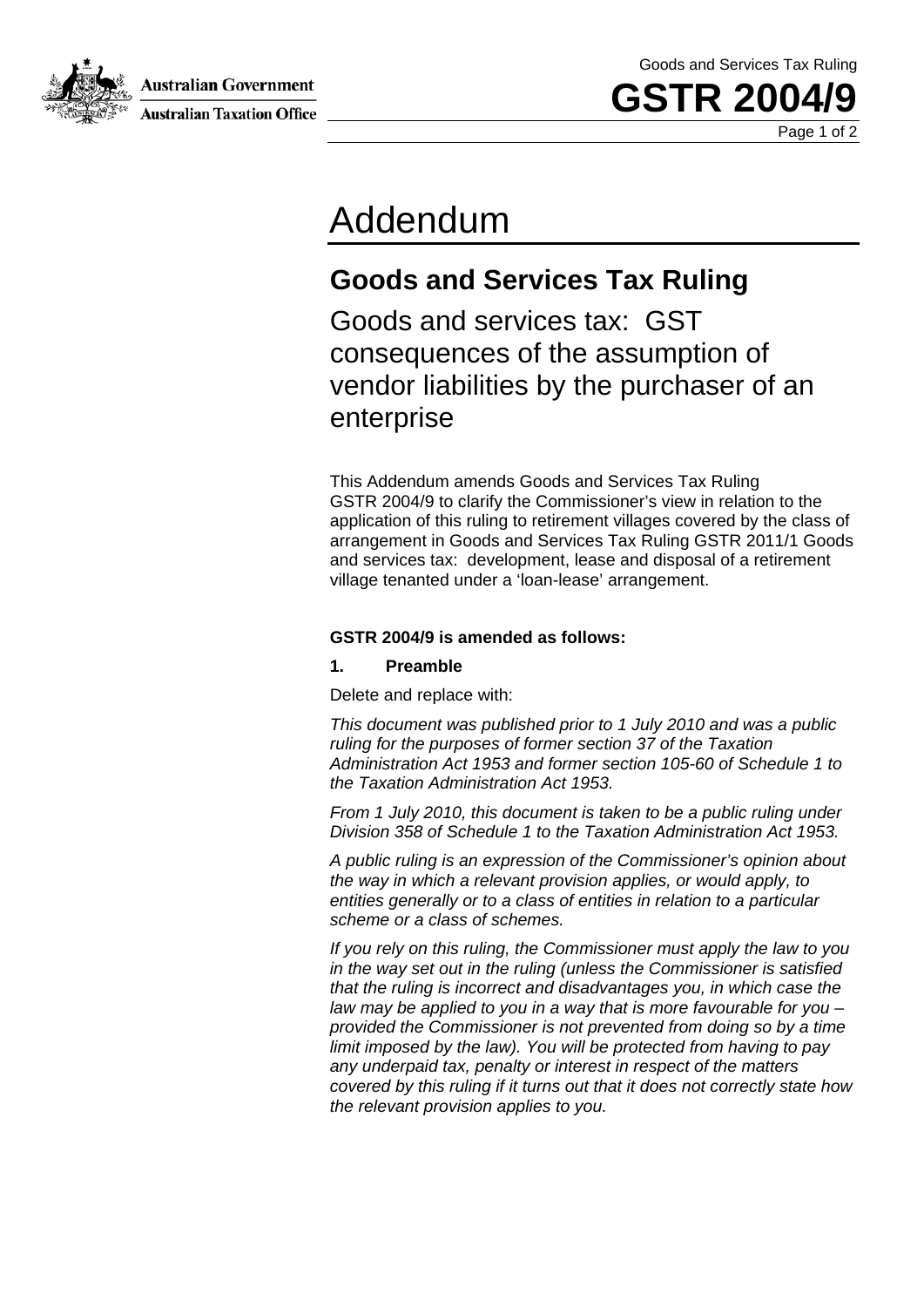# Addendum

## Goods and Services Tax Ruling

Goods and services tax: GST consequences of the assumption of vendor liabilities by the purchaser of an enterprise

This Addendum amends Goods and Services Tax Ruling GSTR 2004/9 to clarify the Commissioner's view in relation to the application of this ruling to retirement villages covered by the class of arrangement in Goods and Services Tax Ruling GSTR 2011/1 Goods and services tax: development, lease and disposal of a retirement village tenanted under a 'loan-lease' arrangement.

**GSTR 2004/9 is amended as follows:**

**1. Preamble**

Delete and replace with:

*This document was published prior to 1 July 2010 and was a public ruling for the purposes of former section 37 of the Taxation Administration Act 1953 and former section 105-60 of Schedule 1 to the Taxation Administration Act 1953.*

*From 1 July 2010, this document is taken to be a public ruling under Division 358 of Schedule 1 to the Taxation Administration Act 1953.*

*A public ruling is an expression of the Commissioner's opinion about the way in which a relevant provision applies, or would apply, to entities generally or to a class of entities in relation to a particular scheme or a class of schemes.*

*If you rely on this ruling, the Commissioner must apply the law to you in the way set out in the ruling (unless the Commissioner is satisfied that the ruling is incorrect and disadvantages you, in which case the law may be applied to you in a way that is more favourable for you – provided the Commissioner is not prevented from doing so by a time limit imposed by the law). You will be protected from having to pay any underpaid tax, penalty or interest in respect of the matters covered by this ruling if it turns out that it does not correctly state how the relevant provision applies to you.*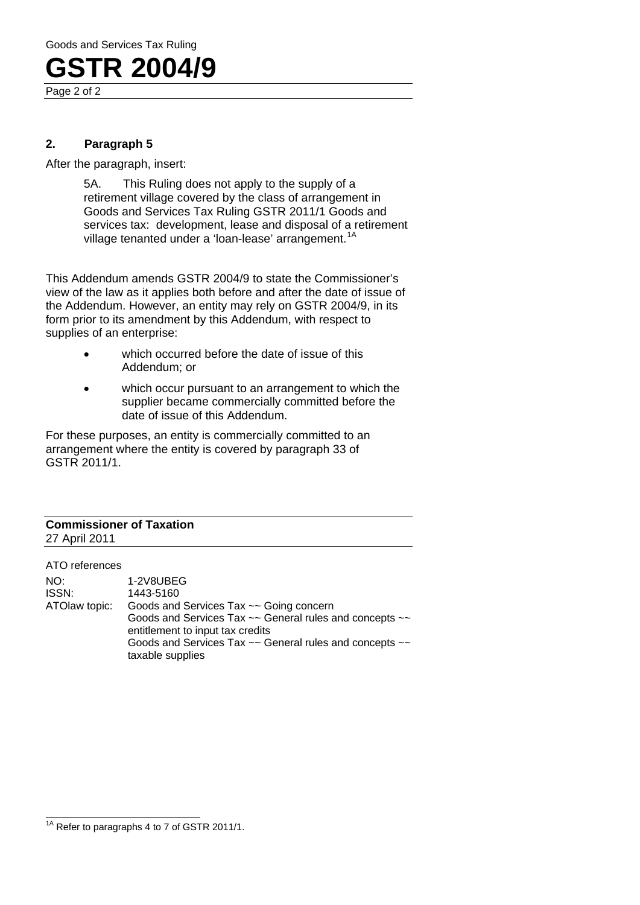**2. Paragraph 5**

After the paragraph, insert:

> 5A. This Ruling does not apply to the supply of a retirement village covered by the class of arrangement in Goods and Services Tax Ruling GSTR 2011/1 Goods and services tax: development, lease and disposal of a retirement village tenanted under a 'loan-lease' arrangement.[1A]

This Addendum amends GSTR 2004/9 to state the Commissioner's view of the law as it applies both before and after the date of issue of the Addendum. However, an entity may rely on GSTR 2004/9, in its form prior to its amendment by this Addendum, with respect to supplies of an enterprise:

- which occurred before the date of issue of this Addendum; or
- which occur pursuant to an arrangement to which the supplier became commercially committed before the date of issue of this Addendum.

For these purposes, an entity is commercially committed to an arrangement where the entity is covered by paragraph 33 of GSTR 2011/1.

**Commissioner of Taxation**
27 April 2011

ATO references

| | |
|---|---|
| NO: | 1-2V8UBEG |
| ISSN: | 1443-5160 |
| ATOlaw topic: | Goods and Services Tax ~~ Going concern<br>Goods and Services Tax ~~ General rules and concepts ~~ entitlement to input tax credits<br>Goods and Services Tax ~~ General rules and concepts ~~ taxable supplies |

[1A] Refer to paragraphs 4 to 7 of GSTR 2011/1.